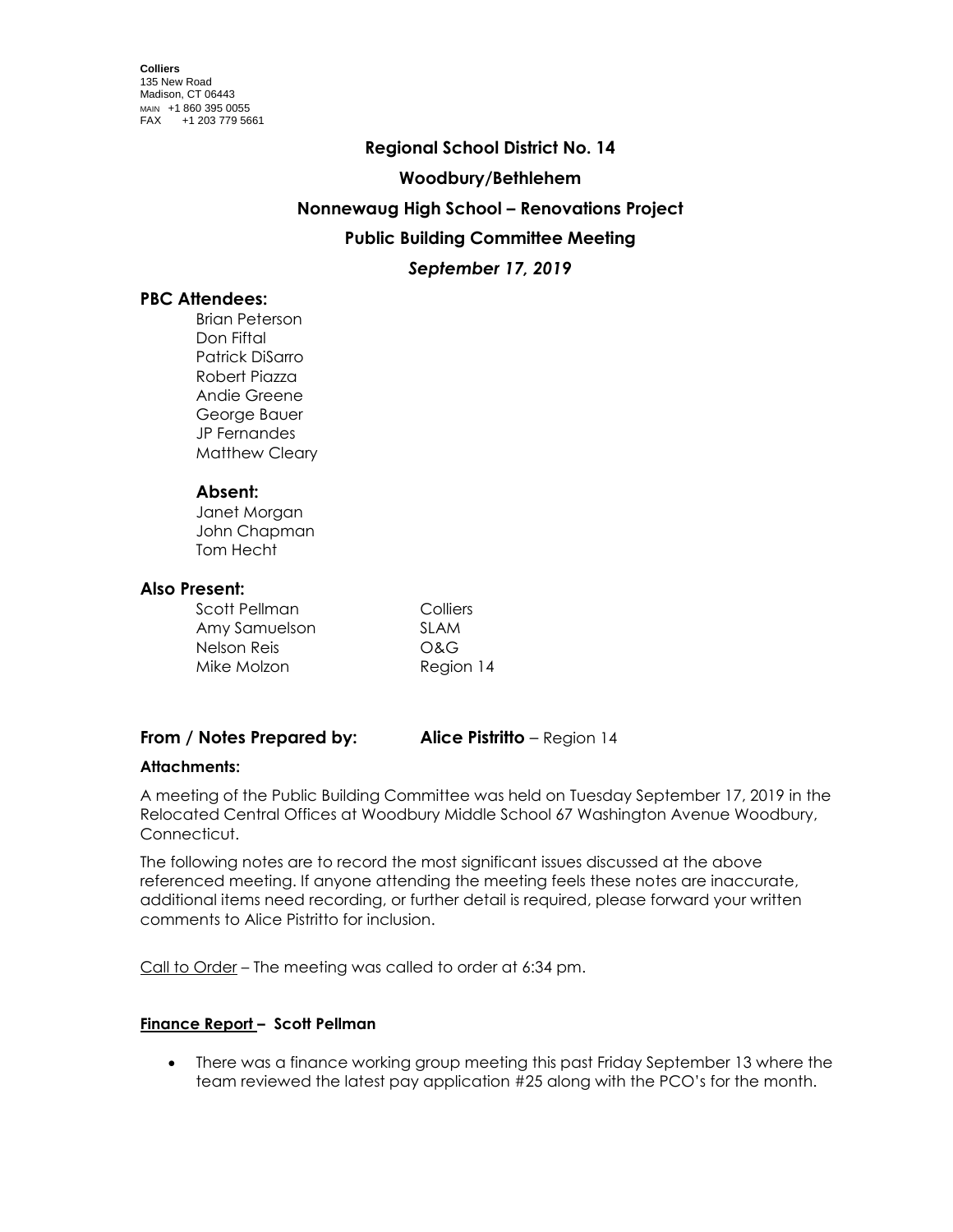**Colliers**
135 New Road
Madison, CT 06443
MAIN +1 860 395 0055
FAX +1 203 779 5661

# Regional School District No. 14

## Woodbury/Bethlehem

## Nonnewaug High School – Renovations Project

## Public Building Committee Meeting

## *September 17, 2019*

### PBC Attendees:

Brian Peterson
Don Fiftal
Patrick DiSarro
Robert Piazza
Andie Greene
George Bauer
JP Fernandes
Matthew Cleary

### Absent:

Janet Morgan
John Chapman
Tom Hecht

### Also Present:

| | |
|---|---|
| Scott Pellman | Colliers |
| Amy Samuelson | SLAM |
| Nelson Reis | O&G |
| Mike Molzon | Region 14 |

**From / Notes Prepared by:** **Alice Pistritto** – Region 14

**Attachments:**

A meeting of the Public Building Committee was held on Tuesday September 17, 2019 in the Relocated Central Offices at Woodbury Middle School 67 Washington Avenue Woodbury, Connecticut.

The following notes are to record the most significant issues discussed at the above referenced meeting. If anyone attending the meeting feels these notes are inaccurate, additional items need recording, or further detail is required, please forward your written comments to Alice Pistritto for inclusion.

Call to Order – The meeting was called to order at 6:34 pm.

**Finance Report – Scott Pellman**

- There was a finance working group meeting this past Friday September 13 where the team reviewed the latest pay application #25 along with the PCO's for the month.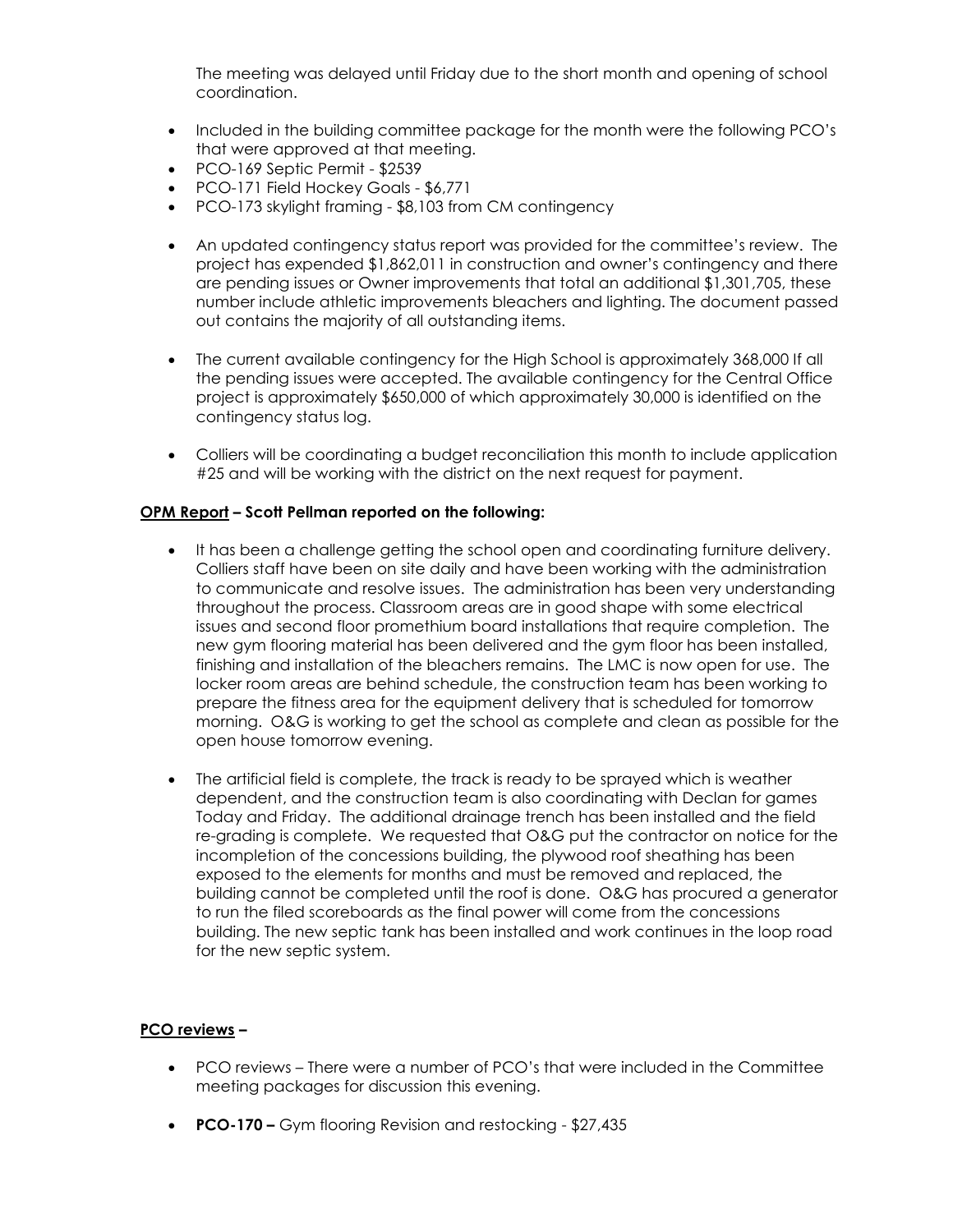The meeting was delayed until Friday due to the short month and opening of school coordination.

- Included in the building committee package for the month were the following PCO's that were approved at that meeting.
- PCO-169 Septic Permit - $2539
- PCO-171 Field Hockey Goals - $6,771
- PCO-173 skylight framing - $8,103 from CM contingency

- An updated contingency status report was provided for the committee's review. The project has expended $1,862,011 in construction and owner's contingency and there are pending issues or Owner improvements that total an additional $1,301,705, these number include athletic improvements bleachers and lighting. The document passed out contains the majority of all outstanding items.

- The current available contingency for the High School is approximately 368,000 If all the pending issues were accepted. The available contingency for the Central Office project is approximately $650,000 of which approximately 30,000 is identified on the contingency status log.

- Colliers will be coordinating a budget reconciliation this month to include application #25 and will be working with the district on the next request for payment.

**<u>OPM Report</u> – Scott Pellman reported on the following:**

- It has been a challenge getting the school open and coordinating furniture delivery. Colliers staff have been on site daily and have been working with the administration to communicate and resolve issues. The administration has been very understanding throughout the process. Classroom areas are in good shape with some electrical issues and second floor promethium board installations that require completion. The new gym flooring material has been delivered and the gym floor has been installed, finishing and installation of the bleachers remains. The LMC is now open for use. The locker room areas are behind schedule, the construction team has been working to prepare the fitness area for the equipment delivery that is scheduled for tomorrow morning. O&G is working to get the school as complete and clean as possible for the open house tomorrow evening.

- The artificial field is complete, the track is ready to be sprayed which is weather dependent, and the construction team is also coordinating with Declan for games Today and Friday. The additional drainage trench has been installed and the field re-grading is complete. We requested that O&G put the contractor on notice for the incompletion of the concessions building, the plywood roof sheathing has been exposed to the elements for months and must be removed and replaced, the building cannot be completed until the roof is done. O&G has procured a generator to run the filed scoreboards as the final power will come from the concessions building. The new septic tank has been installed and work continues in the loop road for the new septic system.

**<u>PCO reviews</u> –**

- PCO reviews – There were a number of PCO's that were included in the Committee meeting packages for discussion this evening.

- **PCO-170 –** Gym flooring Revision and restocking - $27,435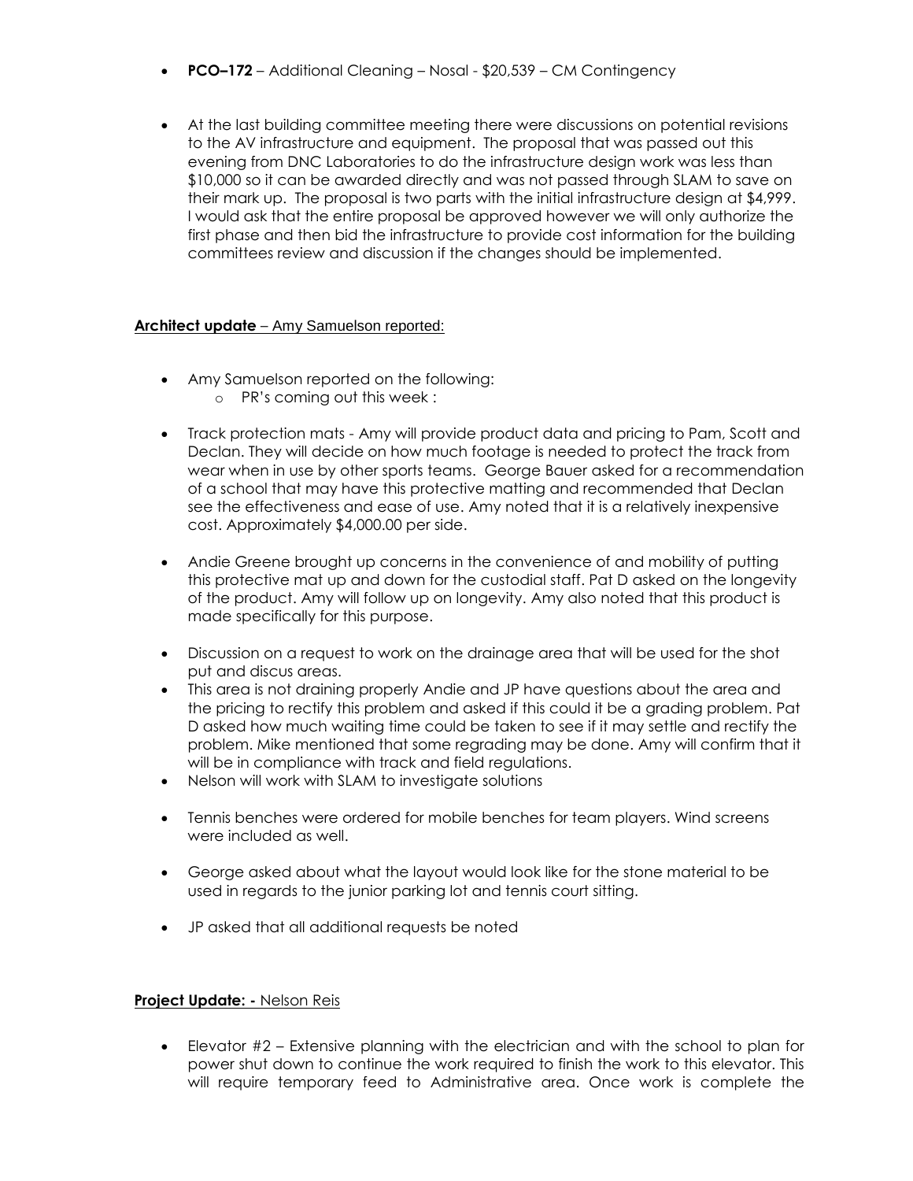- **PCO–172** – Additional Cleaning – Nosal - $20,539 – CM Contingency

- At the last building committee meeting there were discussions on potential revisions to the AV infrastructure and equipment. The proposal that was passed out this evening from DNC Laboratories to do the infrastructure design work was less than $10,000 so it can be awarded directly and was not passed through SLAM to save on their mark up. The proposal is two parts with the initial infrastructure design at $4,999. I would ask that the entire proposal be approved however we will only authorize the first phase and then bid the infrastructure to provide cost information for the building committees review and discussion if the changes should be implemented.

**Architect update** – Amy Samuelson reported:

- Amy Samuelson reported on the following:
  - PR's coming out this week :

- Track protection mats - Amy will provide product data and pricing to Pam, Scott and Declan. They will decide on how much footage is needed to protect the track from wear when in use by other sports teams. George Bauer asked for a recommendation of a school that may have this protective matting and recommended that Declan see the effectiveness and ease of use. Amy noted that it is a relatively inexpensive cost. Approximately $4,000.00 per side.

- Andie Greene brought up concerns in the convenience of and mobility of putting this protective mat up and down for the custodial staff. Pat D asked on the longevity of the product. Amy will follow up on longevity. Amy also noted that this product is made specifically for this purpose.

- Discussion on a request to work on the drainage area that will be used for the shot put and discus areas.
- This area is not draining properly Andie and JP have questions about the area and the pricing to rectify this problem and asked if this could it be a grading problem. Pat D asked how much waiting time could be taken to see if it may settle and rectify the problem. Mike mentioned that some regrading may be done. Amy will confirm that it will be in compliance with track and field regulations.
- Nelson will work with SLAM to investigate solutions

- Tennis benches were ordered for mobile benches for team players. Wind screens were included as well.

- George asked about what the layout would look like for the stone material to be used in regards to the junior parking lot and tennis court sitting.

- JP asked that all additional requests be noted

**Project Update: -** Nelson Reis

- Elevator #2 – Extensive planning with the electrician and with the school to plan for power shut down to continue the work required to finish the work to this elevator. This will require temporary feed to Administrative area. Once work is complete the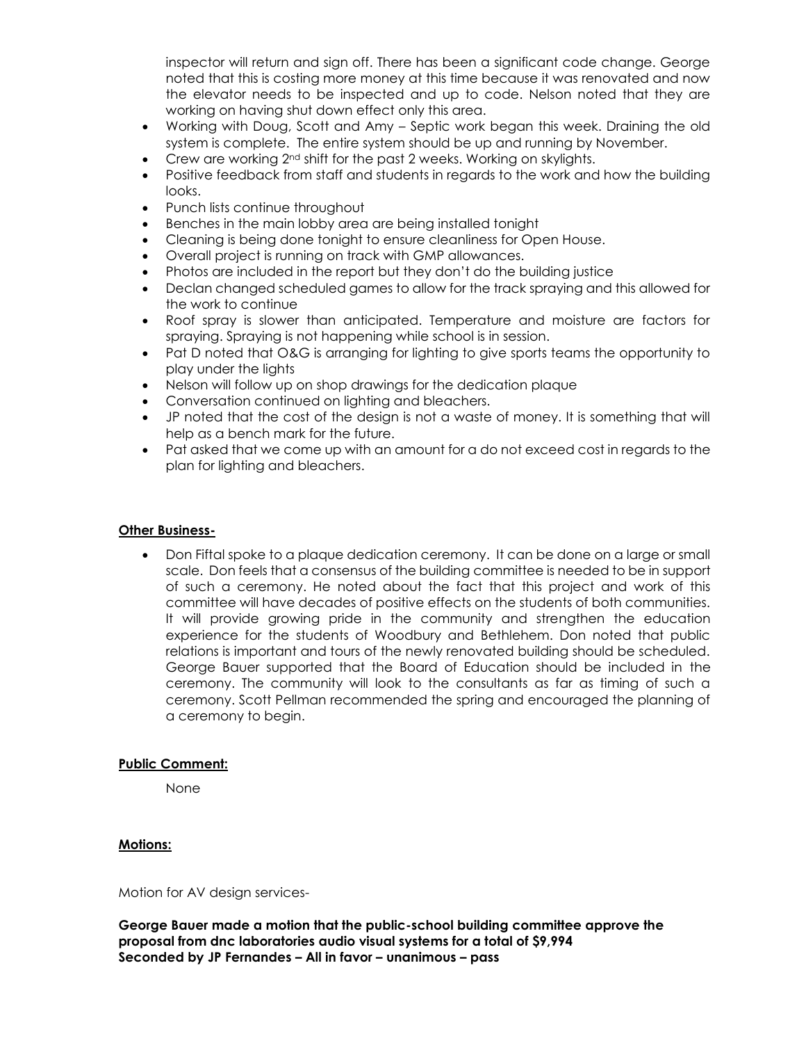inspector will return and sign off. There has been a significant code change. George noted that this is costing more money at this time because it was renovated and now the elevator needs to be inspected and up to code. Nelson noted that they are working on having shut down effect only this area.

- Working with Doug, Scott and Amy – Septic work began this week. Draining the old system is complete. The entire system should be up and running by November.
- Crew are working 2nd shift for the past 2 weeks. Working on skylights.
- Positive feedback from staff and students in regards to the work and how the building looks.
- Punch lists continue throughout
- Benches in the main lobby area are being installed tonight
- Cleaning is being done tonight to ensure cleanliness for Open House.
- Overall project is running on track with GMP allowances.
- Photos are included in the report but they don't do the building justice
- Declan changed scheduled games to allow for the track spraying and this allowed for the work to continue
- Roof spray is slower than anticipated. Temperature and moisture are factors for spraying. Spraying is not happening while school is in session.
- Pat D noted that O&G is arranging for lighting to give sports teams the opportunity to play under the lights
- Nelson will follow up on shop drawings for the dedication plaque
- Conversation continued on lighting and bleachers.
- JP noted that the cost of the design is not a waste of money. It is something that will help as a bench mark for the future.
- Pat asked that we come up with an amount for a do not exceed cost in regards to the plan for lighting and bleachers.

**Other Business-**

- Don Fiftal spoke to a plaque dedication ceremony. It can be done on a large or small scale. Don feels that a consensus of the building committee is needed to be in support of such a ceremony. He noted about the fact that this project and work of this committee will have decades of positive effects on the students of both communities. It will provide growing pride in the community and strengthen the education experience for the students of Woodbury and Bethlehem. Don noted that public relations is important and tours of the newly renovated building should be scheduled. George Bauer supported that the Board of Education should be included in the ceremony. The community will look to the consultants as far as timing of such a ceremony. Scott Pellman recommended the spring and encouraged the planning of a ceremony to begin.

**Public Comment:**

None

**Motions:**

Motion for AV design services-

**George Bauer made a motion that the public-school building committee approve the proposal from dnc laboratories audio visual systems for a total of $9,994**
**Seconded by JP Fernandes – All in favor – unanimous – pass**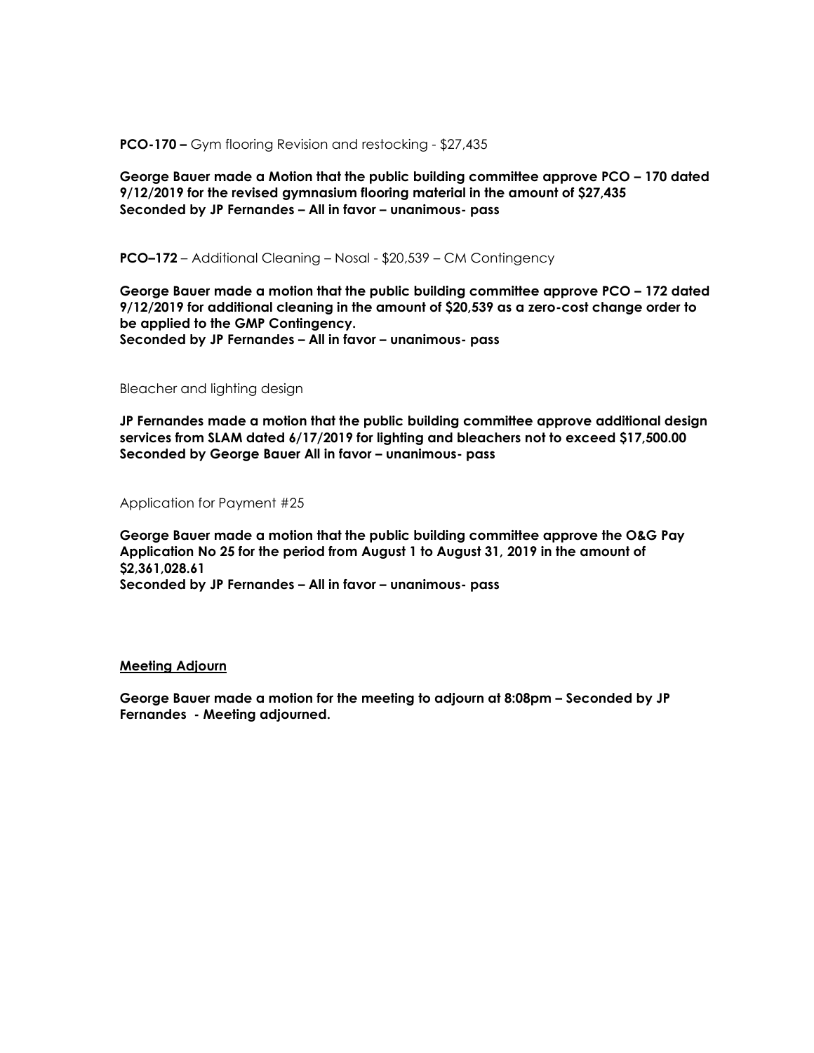**PCO-170 –** Gym flooring Revision and restocking - $27,435

**George Bauer made a Motion that the public building committee approve PCO – 170 dated 9/12/2019 for the revised gymnasium flooring material in the amount of $27,435**
**Seconded by JP Fernandes – All in favor – unanimous- pass**

**PCO–172** – Additional Cleaning – Nosal - $20,539 – CM Contingency

**George Bauer made a motion that the public building committee approve PCO – 172 dated 9/12/2019 for additional cleaning in the amount of $20,539 as a zero-cost change order to be applied to the GMP Contingency.**
**Seconded by JP Fernandes – All in favor – unanimous- pass**

Bleacher and lighting design

**JP Fernandes made a motion that the public building committee approve additional design services from SLAM dated 6/17/2019 for lighting and bleachers not to exceed $17,500.00**
**Seconded by George Bauer All in favor – unanimous- pass**

Application for Payment #25

**George Bauer made a motion that the public building committee approve the O&G Pay Application No 25 for the period from August 1 to August 31, 2019 in the amount of $2,361,028.61**
**Seconded by JP Fernandes – All in favor – unanimous- pass**

**<u>Meeting Adjourn</u>**

**George Bauer made a motion for the meeting to adjourn at 8:08pm – Seconded by JP Fernandes - Meeting adjourned.**